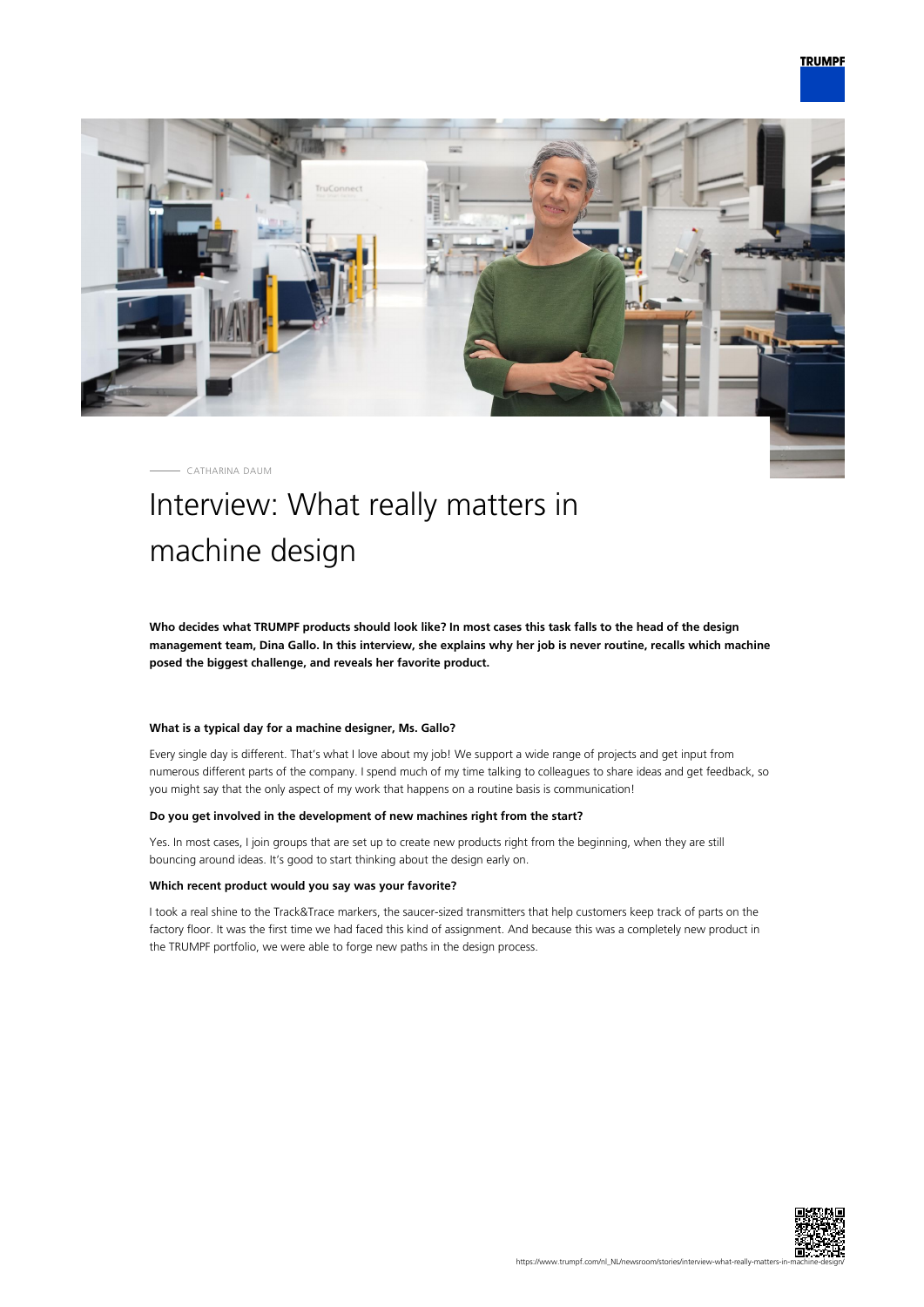CATHARINA DAUM

# Interview: What really matters in machine design

**Who decides what TRUMPF products should look like? In most cases this task falls to the head of the design management team, Dina Gallo. In this interview, she explains why her job is never routine, recalls which machine posed the biggest challenge, and reveals her favorite product.**

### What is a typical day for a machine designer, Ms. Gallo?

Every single day is different. That's what I love about my job! We support a wide range of projects and get input from numerous different parts of the company. I spend much of my time talking to colleagues to share ideas and get feedback, so you might say that the only aspect of my work that happens on a routine basis is communication!

### Do you get involved in the development of new machines right from the start?

Yes. In most cases, I join groups that are set up to create new products right from the beginning, when they are still bouncing around ideas. It's good to start thinking about the design early on.

### Which recent product would you say was your favorite?

I took a real shine to the Track&Trace markers, the saucer-sized transmitters that help customers keep track of parts on the factory floor. It was the first time we had faced this kind of assignment. And because this was a completely new product in the TRUMPF portfolio, we were able to forge new paths in the design process.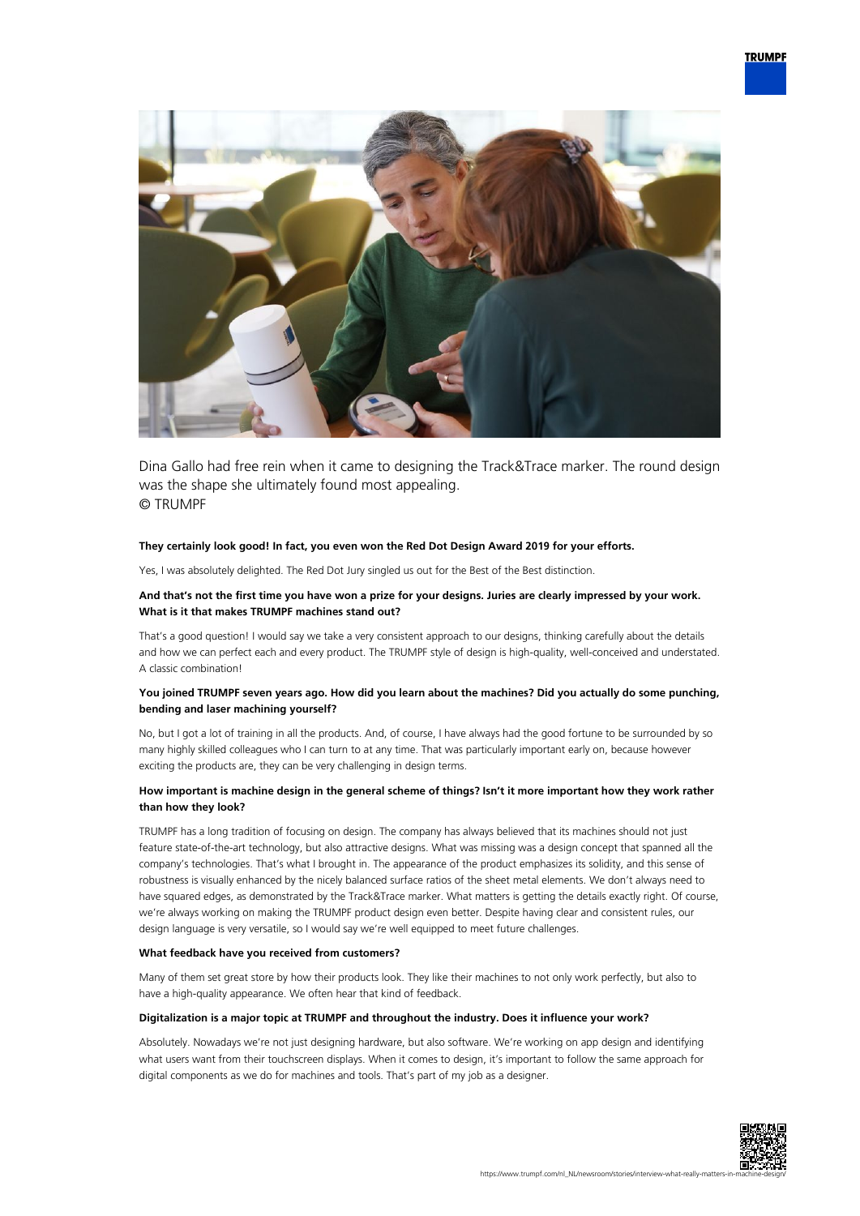Dina Gallo had free rein when it came to designing the Track&Trace marker. The round design was the shape she ultimately found most appealing.
© TRUMPF

**They certainly look good! In fact, you even won the Red Dot Design Award 2019 for your efforts.**

Yes, I was absolutely delighted. The Red Dot Jury singled us out for the Best of the Best distinction.

**And that's not the first time you have won a prize for your designs. Juries are clearly impressed by your work. What is it that makes TRUMPF machines stand out?**

That's a good question! I would say we take a very consistent approach to our designs, thinking carefully about the details and how we can perfect each and every product. The TRUMPF style of design is high-quality, well-conceived and understated. A classic combination!

**You joined TRUMPF seven years ago. How did you learn about the machines? Did you actually do some punching, bending and laser machining yourself?**

No, but I got a lot of training in all the products. And, of course, I have always had the good fortune to be surrounded by so many highly skilled colleagues who I can turn to at any time. That was particularly important early on, because however exciting the products are, they can be very challenging in design terms.

**How important is machine design in the general scheme of things? Isn't it more important how they work rather than how they look?**

TRUMPF has a long tradition of focusing on design. The company has always believed that its machines should not just feature state-of-the-art technology, but also attractive designs. What was missing was a design concept that spanned all the company's technologies. That's what I brought in. The appearance of the product emphasizes its solidity, and this sense of robustness is visually enhanced by the nicely balanced surface ratios of the sheet metal elements. We don't always need to have squared edges, as demonstrated by the Track&Trace marker. What matters is getting the details exactly right. Of course, we're always working on making the TRUMPF product design even better. Despite having clear and consistent rules, our design language is very versatile, so I would say we're well equipped to meet future challenges.

**What feedback have you received from customers?**

Many of them set great store by how their products look. They like their machines to not only work perfectly, but also to have a high-quality appearance. We often hear that kind of feedback.

**Digitalization is a major topic at TRUMPF and throughout the industry. Does it influence your work?**

Absolutely. Nowadays we're not just designing hardware, but also software. We're working on app design and identifying what users want from their touchscreen displays. When it comes to design, it's important to follow the same approach for digital components as we do for machines and tools. That's part of my job as a designer.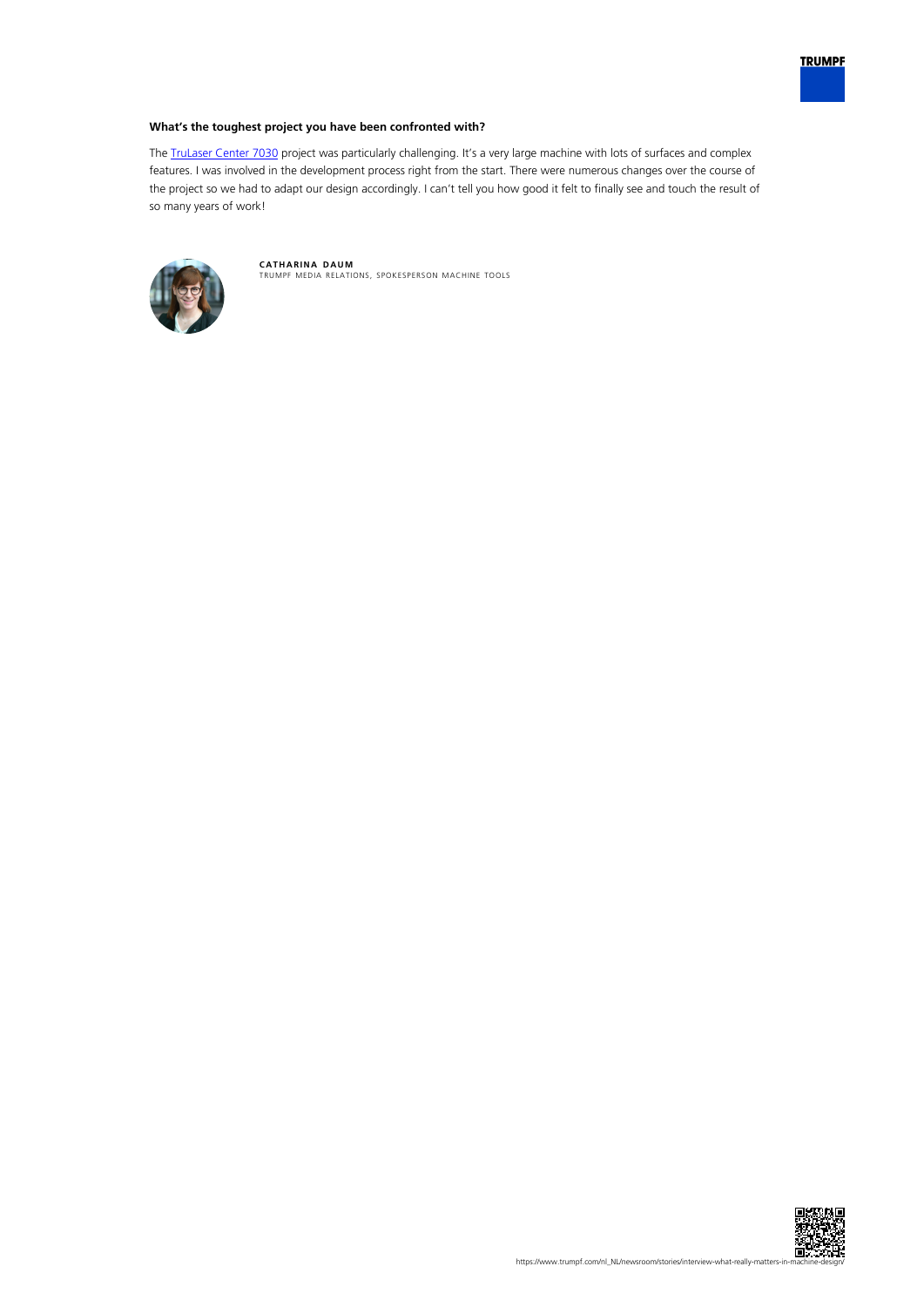**What's the toughest project you have been confronted with?**

The [TruLaser Center 7030]() project was particularly challenging. It's a very large machine with lots of surfaces and complex features. I was involved in the development process right from the start. There were numerous changes over the course of the project so we had to adapt our design accordingly. I can't tell you how good it felt to finally see and touch the result of so many years of work!

**CATHARINA DAUM**
TRUMPF MEDIA RELATIONS, SPOKESPERSON MACHINE TOOLS